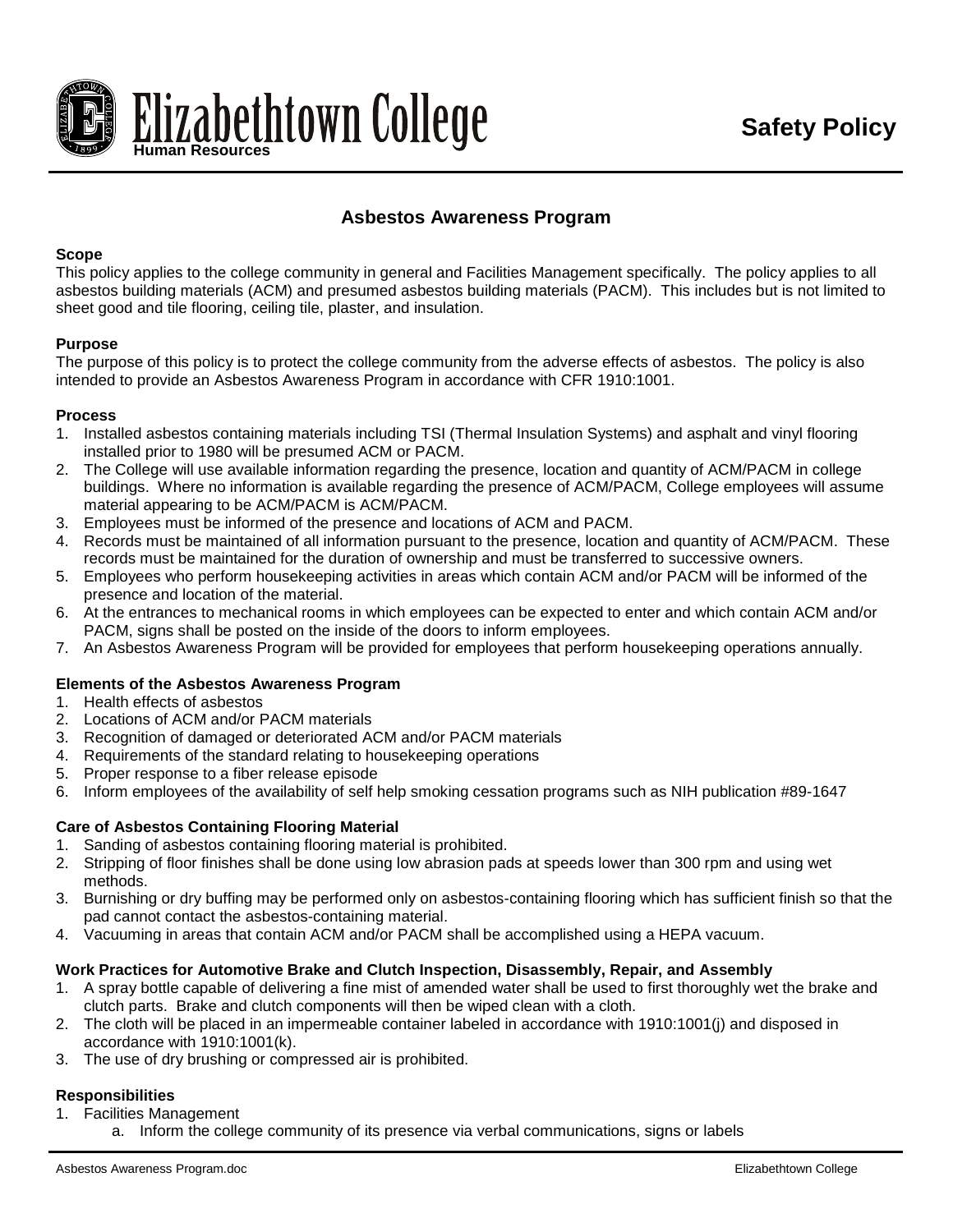Elizabethtown College
Human Resources

**Safety Policy**

## Asbestos Awareness Program

**Scope**

This policy applies to the college community in general and Facilities Management specifically. The policy applies to all asbestos building materials (ACM) and presumed asbestos building materials (PACM). This includes but is not limited to sheet good and tile flooring, ceiling tile, plaster, and insulation.

**Purpose**

The purpose of this policy is to protect the college community from the adverse effects of asbestos. The policy is also intended to provide an Asbestos Awareness Program in accordance with CFR 1910:1001.

**Process**

1. Installed asbestos containing materials including TSI (Thermal Insulation Systems) and asphalt and vinyl flooring installed prior to 1980 will be presumed ACM or PACM.
2. The College will use available information regarding the presence, location and quantity of ACM/PACM in college buildings. Where no information is available regarding the presence of ACM/PACM, College employees will assume material appearing to be ACM/PACM is ACM/PACM.
3. Employees must be informed of the presence and locations of ACM and PACM.
4. Records must be maintained of all information pursuant to the presence, location and quantity of ACM/PACM. These records must be maintained for the duration of ownership and must be transferred to successive owners.
5. Employees who perform housekeeping activities in areas which contain ACM and/or PACM will be informed of the presence and location of the material.
6. At the entrances to mechanical rooms in which employees can be expected to enter and which contain ACM and/or PACM, signs shall be posted on the inside of the doors to inform employees.
7. An Asbestos Awareness Program will be provided for employees that perform housekeeping operations annually.

**Elements of the Asbestos Awareness Program**

1. Health effects of asbestos
2. Locations of ACM and/or PACM materials
3. Recognition of damaged or deteriorated ACM and/or PACM materials
4. Requirements of the standard relating to housekeeping operations
5. Proper response to a fiber release episode
6. Inform employees of the availability of self help smoking cessation programs such as NIH publication #89-1647

**Care of Asbestos Containing Flooring Material**

1. Sanding of asbestos containing flooring material is prohibited.
2. Stripping of floor finishes shall be done using low abrasion pads at speeds lower than 300 rpm and using wet methods.
3. Burnishing or dry buffing may be performed only on asbestos-containing flooring which has sufficient finish so that the pad cannot contact the asbestos-containing material.
4. Vacuuming in areas that contain ACM and/or PACM shall be accomplished using a HEPA vacuum.

**Work Practices for Automotive Brake and Clutch Inspection, Disassembly, Repair, and Assembly**

1. A spray bottle capable of delivering a fine mist of amended water shall be used to first thoroughly wet the brake and clutch parts. Brake and clutch components will then be wiped clean with a cloth.
2. The cloth will be placed in an impermeable container labeled in accordance with 1910:1001(j) and disposed in accordance with 1910:1001(k).
3. The use of dry brushing or compressed air is prohibited.

**Responsibilities**

1. Facilities Management
   a. Inform the college community of its presence via verbal communications, signs or labels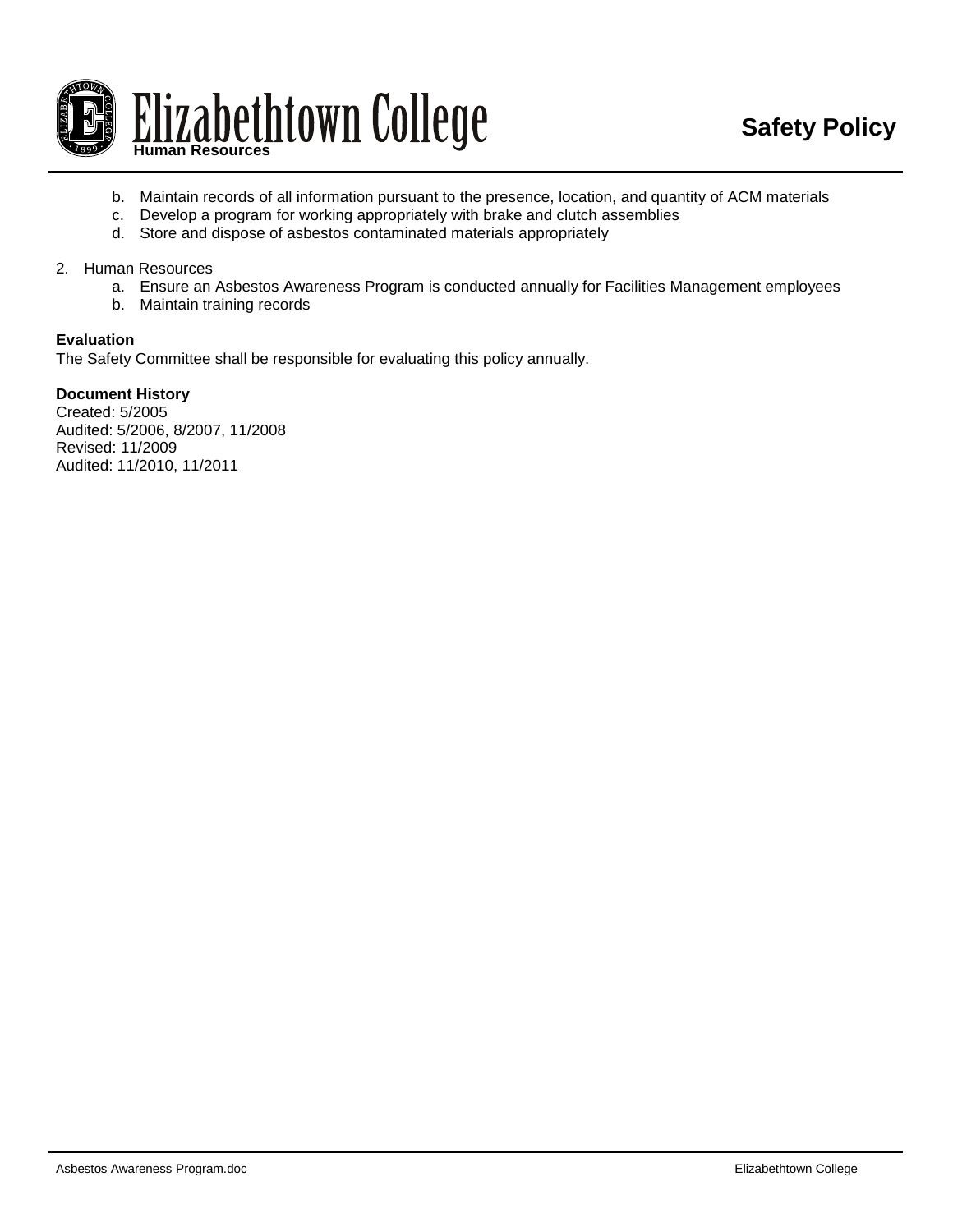b. Maintain records of all information pursuant to the presence, location, and quantity of ACM materials
   c. Develop a program for working appropriately with brake and clutch assemblies
   d. Store and dispose of asbestos contaminated materials appropriately

2. Human Resources
   a. Ensure an Asbestos Awareness Program is conducted annually for Facilities Management employees
   b. Maintain training records

**Evaluation**
The Safety Committee shall be responsible for evaluating this policy annually.

**Document History**
Created: 5/2005
Audited: 5/2006, 8/2007, 11/2008
Revised: 11/2009
Audited: 11/2010, 11/2011